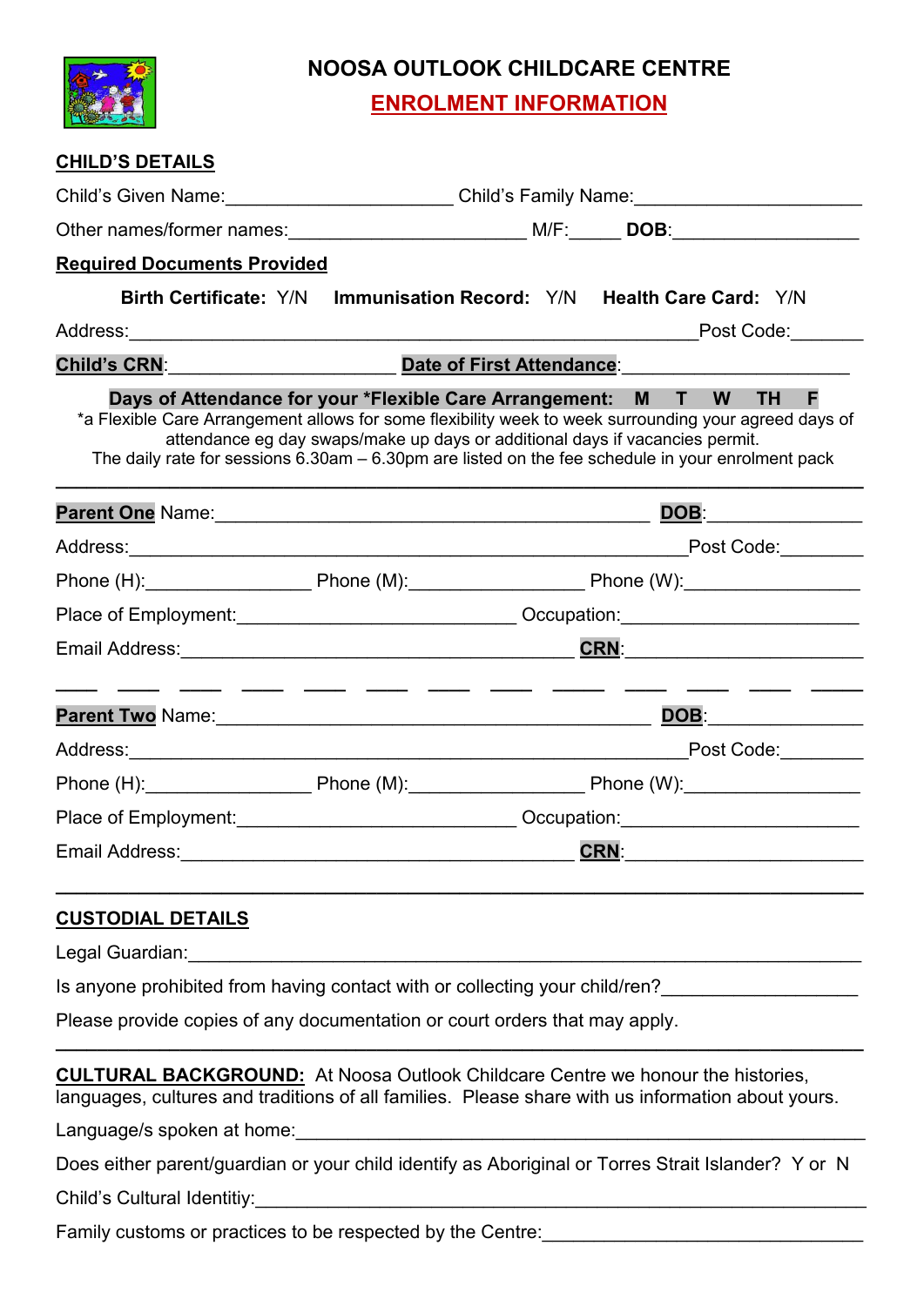# NOOSA OUTLOOK CHILDCARE CENTRE

## ENROLMENT INFORMATION

**CHILD'S DETAILS**

Child's Given Name:______________________ Child's Family Name:______________________

Other names/former names:______________________ M/F:_____ **DOB**:__________________

**Required Documents Provided**

**Birth Certificate:** Y/N **Immunisation Record:** Y/N **Health Care Card:** Y/N

Address:________________________________________________________Post Code:_______

**Child's CRN**:______________________ **Date of First Attendance**:______________________

**Days of Attendance for your *Flexible Care Arrangement: M T W TH F**

*a Flexible Care Arrangement allows for some flexibility week to week surrounding your agreed days of attendance eg day swaps/make up days or additional days if vacancies permit.

The daily rate for sessions 6.30am – 6.30pm are listed on the fee schedule in your enrolment pack

---

**Parent One** Name:____________________________________________ **DOB**:_______________

Address:_______________________________________________________Post Code:________

Phone (H):________________ Phone (M):_________________ Phone (W):_________________

Place of Employment:__________________________ Occupation:______________________

Email Address:_______________________________________ **CRN**:______________________

---

**Parent Two** Name:____________________________________________ **DOB**:_______________

Address:_______________________________________________________Post Code:________

Phone (H):________________ Phone (M):_________________ Phone (W):_________________

Place of Employment:__________________________ Occupation:______________________

Email Address:_______________________________________ **CRN**:______________________

---

**CUSTODIAL DETAILS**

Legal Guardian:_______________________________________________________________

Is anyone prohibited from having contact with or collecting your child/ren?__________________

Please provide copies of any documentation or court orders that may apply.

---

**CULTURAL BACKGROUND:** At Noosa Outlook Childcare Centre we honour the histories, languages, cultures and traditions of all families. Please share with us information about yours.

Language/s spoken at home:_____________________________________________________

Does either parent/guardian or your child identify as Aboriginal or Torres Strait Islander? Y or N

Child's Cultural Identitiy:_______________________________________________________

Family customs or practices to be respected by the Centre:______________________________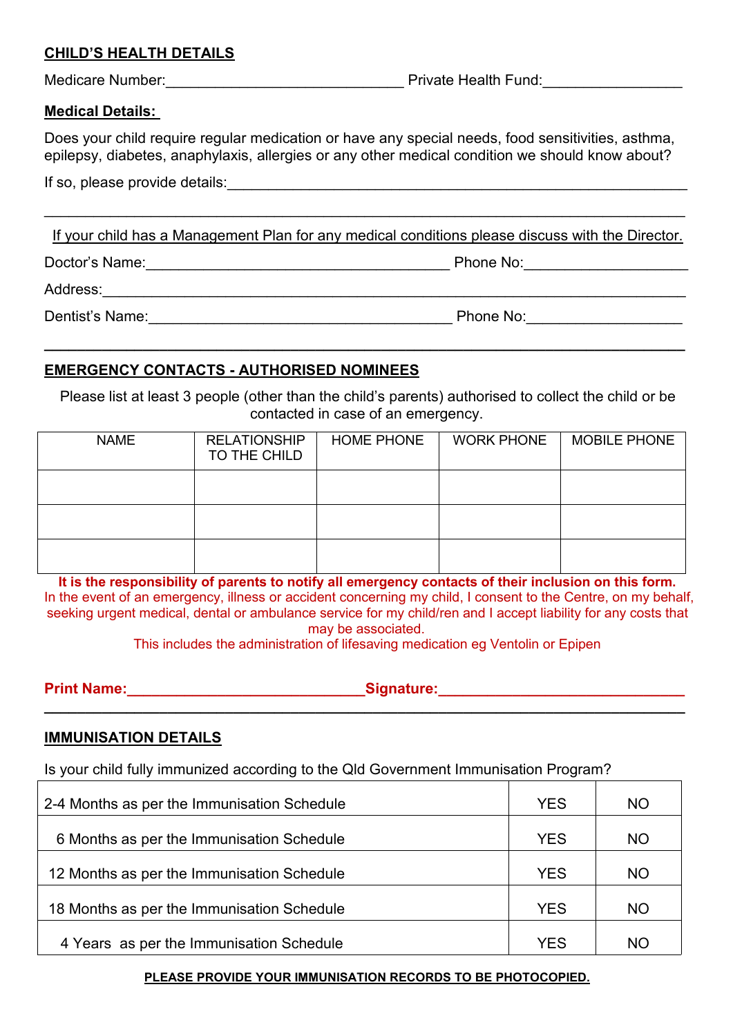## CHILD'S HEALTH DETAILS

Medicare Number:_____________________________ Private Health Fund:_________________

### Medical Details:

Does your child require regular medication or have any special needs, food sensitivities, asthma, epilepsy, diabetes, anaphylaxis, allergies or any other medical condition we should know about?

If so, please provide details:_____________________________________________________________

_____________________________________________________________________________

If your child has a Management Plan for any medical conditions please discuss with the Director.

Doctor's Name:______________________________________ Phone No:____________________

Address:_______________________________________________________________________

Dentist's Name:______________________________________ Phone No:___________________

## EMERGENCY CONTACTS - AUTHORISED NOMINEES

Please list at least 3 people (other than the child's parents) authorised to collect the child or be contacted in case of an emergency.

| NAME | RELATIONSHIP TO THE CHILD | HOME PHONE | WORK PHONE | MOBILE PHONE |
|---|---|---|---|---|
| | | | | |
| | | | | |
| | | | | |

**It is the responsibility of parents to notify all emergency contacts of their inclusion on this form.**

In the event of an emergency, illness or accident concerning my child, I consent to the Centre, on my behalf, seeking urgent medical, dental or ambulance service for my child/ren and I accept liability for any costs that may be associated.

This includes the administration of lifesaving medication eg Ventolin or Epipen

**Print Name:_____________________________Signature:______________________________**

## IMMUNISATION DETAILS

Is your child fully immunized according to the Qld Government Immunisation Program?

| | | |
|---|---|---|
| 2-4 Months as per the Immunisation Schedule | YES | NO |
| 6 Months as per the Immunisation Schedule | YES | NO |
| 12 Months as per the Immunisation Schedule | YES | NO |
| 18 Months as per the Immunisation Schedule | YES | NO |
| 4 Years as per the Immunisation Schedule | YES | NO |

**PLEASE PROVIDE YOUR IMMUNISATION RECORDS TO BE PHOTOCOPIED.**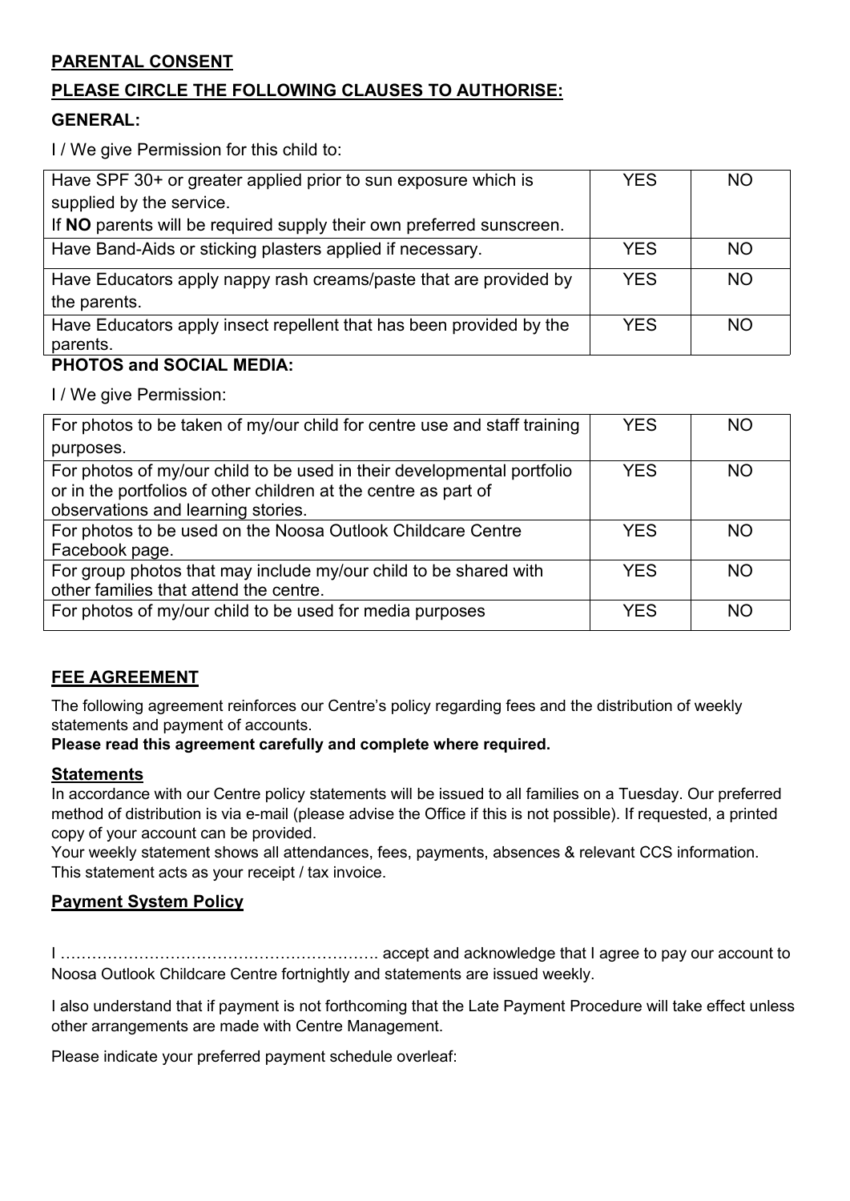## PARENTAL CONSENT

## PLEASE CIRCLE THE FOLLOWING CLAUSES TO AUTHORISE:

### GENERAL:

I / We give Permission for this child to:

| | | |
|---|---|---|
| Have SPF 30+ or greater applied prior to sun exposure which is supplied by the service.<br>If **NO** parents will be required supply their own preferred sunscreen. | YES | NO |
| Have Band-Aids or sticking plasters applied if necessary. | YES | NO |
| Have Educators apply nappy rash creams/paste that are provided by the parents. | YES | NO |
| Have Educators apply insect repellent that has been provided by the parents. | YES | NO |

### PHOTOS and SOCIAL MEDIA:

I / We give Permission:

| | | |
|---|---|---|
| For photos to be taken of my/our child for centre use and staff training purposes. | YES | NO |
| For photos of my/our child to be used in their developmental portfolio or in the portfolios of other children at the centre as part of observations and learning stories. | YES | NO |
| For photos to be used on the Noosa Outlook Childcare Centre Facebook page. | YES | NO |
| For group photos that may include my/our child to be shared with other families that attend the centre. | YES | NO |
| For photos of my/our child to be used for media purposes | YES | NO |

## FEE AGREEMENT

The following agreement reinforces our Centre's policy regarding fees and the distribution of weekly statements and payment of accounts.

**Please read this agreement carefully and complete where required.**

### Statements

In accordance with our Centre policy statements will be issued to all families on a Tuesday. Our preferred method of distribution is via e-mail (please advise the Office if this is not possible). If requested, a printed copy of your account can be provided.

Your weekly statement shows all attendances, fees, payments, absences & relevant CCS information. This statement acts as your receipt / tax invoice.

### Payment System Policy

I ……………………………………………………. accept and acknowledge that I agree to pay our account to Noosa Outlook Childcare Centre fortnightly and statements are issued weekly.

I also understand that if payment is not forthcoming that the Late Payment Procedure will take effect unless other arrangements are made with Centre Management.

Please indicate your preferred payment schedule overleaf: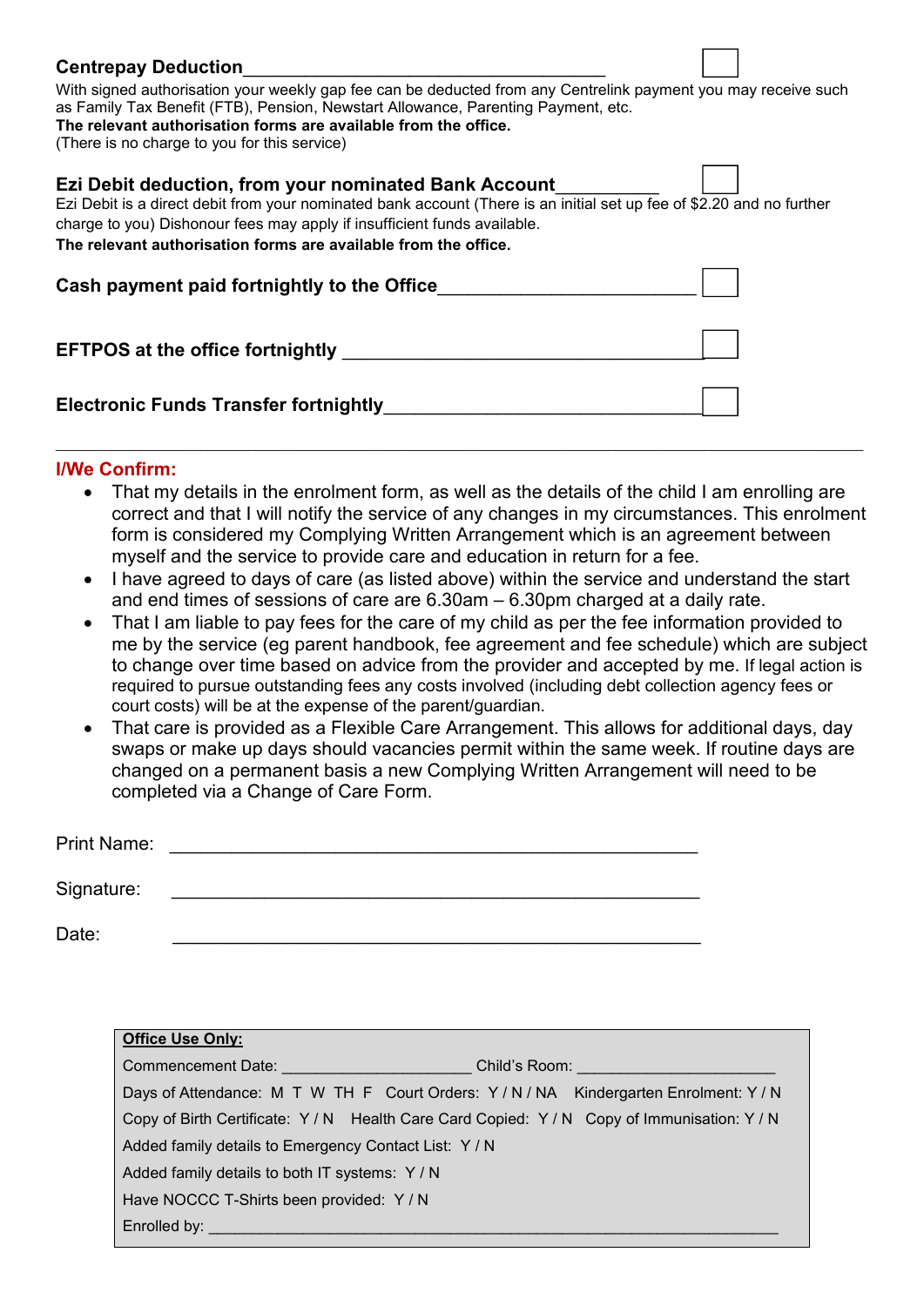**Centrepay Deduction**___________________________________ ☐

With signed authorisation your weekly gap fee can be deducted from any Centrelink payment you may receive such as Family Tax Benefit (FTB), Pension, Newstart Allowance, Parenting Payment, etc.
**The relevant authorisation forms are available from the office.**
(There is no charge to you for this service)

**Ezi Debit deduction, from your nominated Bank Account**__________ ☐

Ezi Debit is a direct debit from your nominated bank account (There is an initial set up fee of $2.20 and no further charge to you) Dishonour fees may apply if insufficient funds available.
**The relevant authorisation forms are available from the office.**

**Cash payment paid fortnightly to the Office**_________________________ ☐

**EFTPOS at the office fortnightly** ____________________________________ ☐

**Electronic Funds Transfer fortnightly**_______________________________ ☐

---

**I/We Confirm:**

- That my details in the enrolment form, as well as the details of the child I am enrolling are correct and that I will notify the service of any changes in my circumstances. This enrolment form is considered my Complying Written Arrangement which is an agreement between myself and the service to provide care and education in return for a fee.
- I have agreed to days of care (as listed above) within the service and understand the start and end times of sessions of care are 6.30am – 6.30pm charged at a daily rate.
- That I am liable to pay fees for the care of my child as per the fee information provided to me by the service (eg parent handbook, fee agreement and fee schedule) which are subject to change over time based on advice from the provider and accepted by me. If legal action is required to pursue outstanding fees any costs involved (including debt collection agency fees or court costs) will be at the expense of the parent/guardian.
- That care is provided as a Flexible Care Arrangement. This allows for additional days, day swaps or make up days should vacancies permit within the same week. If routine days are changed on a permanent basis a new Complying Written Arrangement will need to be completed via a Change of Care Form.

Print Name: ____________________________________________

Signature: ____________________________________________

Date: ____________________________________________

**Office Use Only:**

Commencement Date: ______________________ Child's Room: ______________________

Days of Attendance: M T W TH F Court Orders: Y / N / NA Kindergarten Enrolment: Y / N

Copy of Birth Certificate: Y / N Health Care Card Copied: Y / N Copy of Immunisation: Y / N

Added family details to Emergency Contact List: Y / N

Added family details to both IT systems: Y / N

Have NOCCC T-Shirts been provided: Y / N

Enrolled by: ____________________________________________